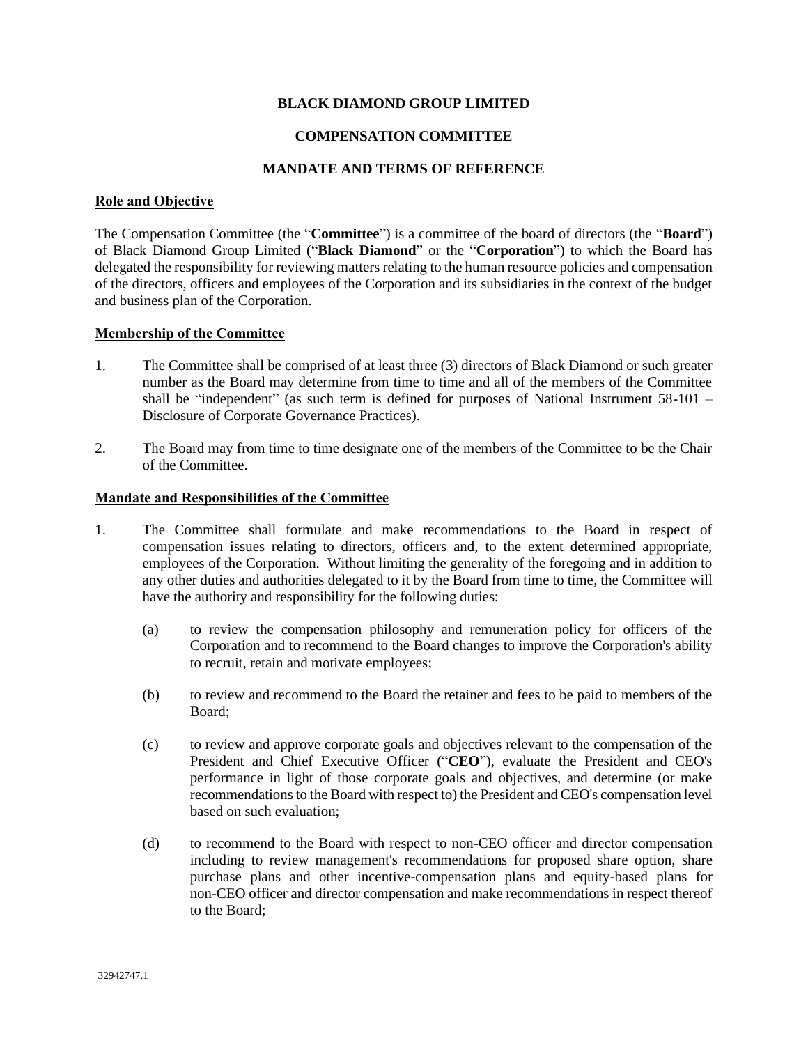**BLACK DIAMOND GROUP LIMITED**

**COMPENSATION COMMITTEE**

**MANDATE AND TERMS OF REFERENCE**

## Role and Objective

The Compensation Committee (the "**Committee**") is a committee of the board of directors (the "**Board**") of Black Diamond Group Limited ("**Black Diamond**" or the "**Corporation**") to which the Board has delegated the responsibility for reviewing matters relating to the human resource policies and compensation of the directors, officers and employees of the Corporation and its subsidiaries in the context of the budget and business plan of the Corporation.

## Membership of the Committee

1. The Committee shall be comprised of at least three (3) directors of Black Diamond or such greater number as the Board may determine from time to time and all of the members of the Committee shall be "independent" (as such term is defined for purposes of National Instrument 58-101 – Disclosure of Corporate Governance Practices).

2. The Board may from time to time designate one of the members of the Committee to be the Chair of the Committee.

## Mandate and Responsibilities of the Committee

1. The Committee shall formulate and make recommendations to the Board in respect of compensation issues relating to directors, officers and, to the extent determined appropriate, employees of the Corporation. Without limiting the generality of the foregoing and in addition to any other duties and authorities delegated to it by the Board from time to time, the Committee will have the authority and responsibility for the following duties:

   (a) to review the compensation philosophy and remuneration policy for officers of the Corporation and to recommend to the Board changes to improve the Corporation's ability to recruit, retain and motivate employees;

   (b) to review and recommend to the Board the retainer and fees to be paid to members of the Board;

   (c) to review and approve corporate goals and objectives relevant to the compensation of the President and Chief Executive Officer ("**CEO**"), evaluate the President and CEO's performance in light of those corporate goals and objectives, and determine (or make recommendations to the Board with respect to) the President and CEO's compensation level based on such evaluation;

   (d) to recommend to the Board with respect to non-CEO officer and director compensation including to review management's recommendations for proposed share option, share purchase plans and other incentive-compensation plans and equity-based plans for non-CEO officer and director compensation and make recommendations in respect thereof to the Board;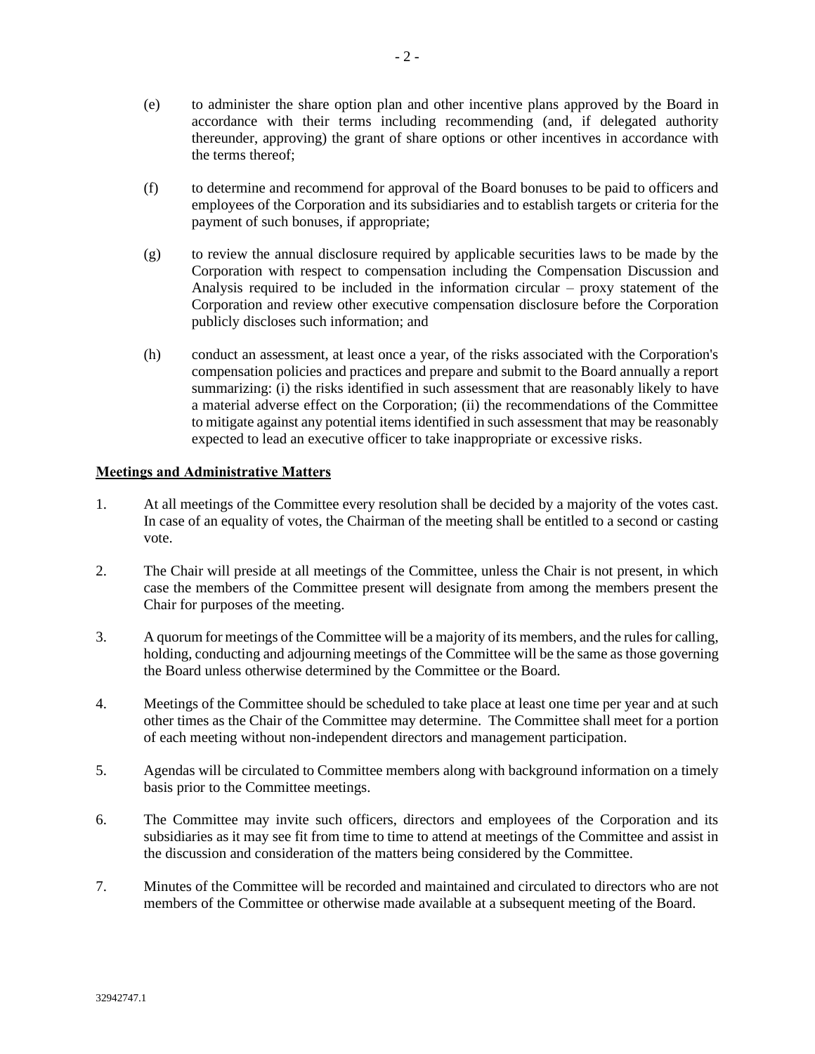(e) to administer the share option plan and other incentive plans approved by the Board in accordance with their terms including recommending (and, if delegated authority thereunder, approving) the grant of share options or other incentives in accordance with the terms thereof;

(f) to determine and recommend for approval of the Board bonuses to be paid to officers and employees of the Corporation and its subsidiaries and to establish targets or criteria for the payment of such bonuses, if appropriate;

(g) to review the annual disclosure required by applicable securities laws to be made by the Corporation with respect to compensation including the Compensation Discussion and Analysis required to be included in the information circular – proxy statement of the Corporation and review other executive compensation disclosure before the Corporation publicly discloses such information; and

(h) conduct an assessment, at least once a year, of the risks associated with the Corporation's compensation policies and practices and prepare and submit to the Board annually a report summarizing: (i) the risks identified in such assessment that are reasonably likely to have a material adverse effect on the Corporation; (ii) the recommendations of the Committee to mitigate against any potential items identified in such assessment that may be reasonably expected to lead an executive officer to take inappropriate or excessive risks.

**Meetings and Administrative Matters**

1. At all meetings of the Committee every resolution shall be decided by a majority of the votes cast. In case of an equality of votes, the Chairman of the meeting shall be entitled to a second or casting vote.

2. The Chair will preside at all meetings of the Committee, unless the Chair is not present, in which case the members of the Committee present will designate from among the members present the Chair for purposes of the meeting.

3. A quorum for meetings of the Committee will be a majority of its members, and the rules for calling, holding, conducting and adjourning meetings of the Committee will be the same as those governing the Board unless otherwise determined by the Committee or the Board.

4. Meetings of the Committee should be scheduled to take place at least one time per year and at such other times as the Chair of the Committee may determine. The Committee shall meet for a portion of each meeting without non-independent directors and management participation.

5. Agendas will be circulated to Committee members along with background information on a timely basis prior to the Committee meetings.

6. The Committee may invite such officers, directors and employees of the Corporation and its subsidiaries as it may see fit from time to time to attend at meetings of the Committee and assist in the discussion and consideration of the matters being considered by the Committee.

7. Minutes of the Committee will be recorded and maintained and circulated to directors who are not members of the Committee or otherwise made available at a subsequent meeting of the Board.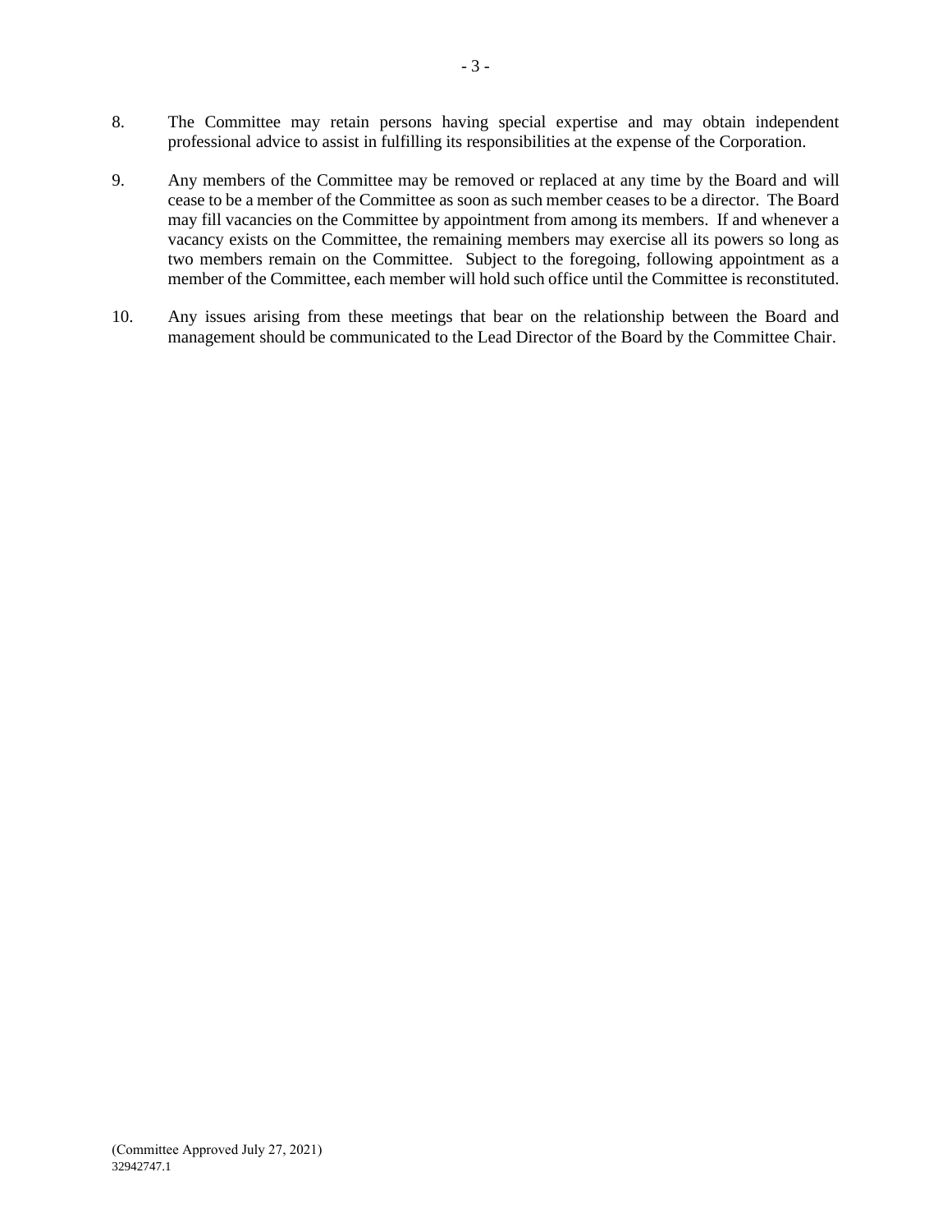8. The Committee may retain persons having special expertise and may obtain independent professional advice to assist in fulfilling its responsibilities at the expense of the Corporation.

9. Any members of the Committee may be removed or replaced at any time by the Board and will cease to be a member of the Committee as soon as such member ceases to be a director. The Board may fill vacancies on the Committee by appointment from among its members. If and whenever a vacancy exists on the Committee, the remaining members may exercise all its powers so long as two members remain on the Committee. Subject to the foregoing, following appointment as a member of the Committee, each member will hold such office until the Committee is reconstituted.

10. Any issues arising from these meetings that bear on the relationship between the Board and management should be communicated to the Lead Director of the Board by the Committee Chair.

(Committee Approved July 27, 2021)
32942747.1